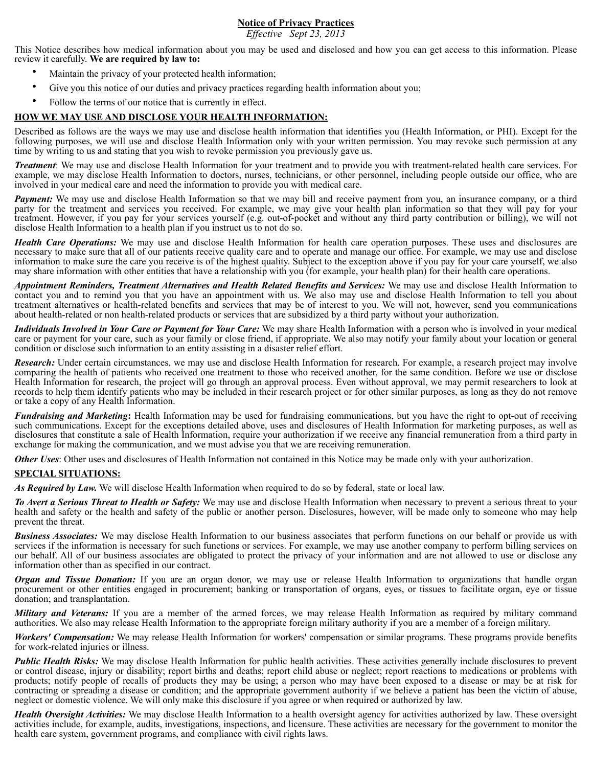# Notice of Privacy Practices

*Effective Sept 23, 2013*

This Notice describes how medical information about you may be used and disclosed and how you can get access to this information. Please review it carefully. **We are required by law to:**

- Maintain the privacy of your protected health information;
- Give you this notice of our duties and privacy practices regarding health information about you;
- Follow the terms of our notice that is currently in effect.

## HOW WE MAY USE AND DISCLOSE YOUR HEALTH INFORMATION:

Described as follows are the ways we may use and disclose health information that identifies you (Health Information, or PHI). Except for the following purposes, we will use and disclose Health Information only with your written permission. You may revoke such permission at any time by writing to us and stating that you wish to revoke permission you previously gave us.

***Treatment***: We may use and disclose Health Information for your treatment and to provide you with treatment-related health care services. For example, we may disclose Health Information to doctors, nurses, technicians, or other personnel, including people outside our office, who are involved in your medical care and need the information to provide you with medical care.

***Payment:*** We may use and disclose Health Information so that we may bill and receive payment from you, an insurance company, or a third party for the treatment and services you received. For example, we may give your health plan information so that they will pay for your treatment. However, if you pay for your services yourself (e.g. out-of-pocket and without any third party contribution or billing), we will not disclose Health Information to a health plan if you instruct us to not do so.

***Health Care Operations:*** We may use and disclose Health Information for health care operation purposes. These uses and disclosures are necessary to make sure that all of our patients receive quality care and to operate and manage our office. For example, we may use and disclose information to make sure the care you receive is of the highest quality. Subject to the exception above if you pay for your care yourself, we also may share information with other entities that have a relationship with you (for example, your health plan) for their health care operations.

***Appointment Reminders, Treatment Alternatives and Health Related Benefits and Services:*** We may use and disclose Health Information to contact you and to remind you that you have an appointment with us. We also may use and disclose Health Information to tell you about treatment alternatives or health-related benefits and services that may be of interest to you. We will not, however, send you communications about health-related or non health-related products or services that are subsidized by a third party without your authorization.

***Individuals Involved in Your Care or Payment for Your Care:*** We may share Health Information with a person who is involved in your medical care or payment for your care, such as your family or close friend, if appropriate. We also may notify your family about your location or general condition or disclose such information to an entity assisting in a disaster relief effort.

***Research:*** Under certain circumstances, we may use and disclose Health Information for research. For example, a research project may involve comparing the health of patients who received one treatment to those who received another, for the same condition. Before we use or disclose Health Information for research, the project will go through an approval process. Even without approval, we may permit researchers to look at records to help them identify patients who may be included in their research project or for other similar purposes, as long as they do not remove or take a copy of any Health Information.

***Fundraising and Marketing*****:** Health Information may be used for fundraising communications, but you have the right to opt-out of receiving such communications. Except for the exceptions detailed above, uses and disclosures of Health Information for marketing purposes, as well as disclosures that constitute a sale of Health Information, require your authorization if we receive any financial remuneration from a third party in exchange for making the communication, and we must advise you that we are receiving remuneration.

***Other Uses***: Other uses and disclosures of Health Information not contained in this Notice may be made only with your authorization.

## SPECIAL SITUATIONS:

***As Required by Law.*** We will disclose Health Information when required to do so by federal, state or local law.

***To Avert a Serious Threat to Health or Safety:*** We may use and disclose Health Information when necessary to prevent a serious threat to your health and safety or the health and safety of the public or another person. Disclosures, however, will be made only to someone who may help prevent the threat.

***Business Associates:*** We may disclose Health Information to our business associates that perform functions on our behalf or provide us with services if the information is necessary for such functions or services. For example, we may use another company to perform billing services on our behalf. All of our business associates are obligated to protect the privacy of your information and are not allowed to use or disclose any information other than as specified in our contract.

***Organ and Tissue Donation:*** If you are an organ donor, we may use or release Health Information to organizations that handle organ procurement or other entities engaged in procurement; banking or transportation of organs, eyes, or tissues to facilitate organ, eye or tissue donation; and transplantation.

***Military and Veterans:*** If you are a member of the armed forces, we may release Health Information as required by military command authorities. We also may release Health Information to the appropriate foreign military authority if you are a member of a foreign military.

***Workers' Compensation:*** We may release Health Information for workers' compensation or similar programs. These programs provide benefits for work-related injuries or illness.

***Public Health Risks:*** We may disclose Health Information for public health activities. These activities generally include disclosures to prevent or control disease, injury or disability; report births and deaths; report child abuse or neglect; report reactions to medications or problems with products; notify people of recalls of products they may be using; a person who may have been exposed to a disease or may be at risk for contracting or spreading a disease or condition; and the appropriate government authority if we believe a patient has been the victim of abuse, neglect or domestic violence. We will only make this disclosure if you agree or when required or authorized by law.

***Health Oversight Activities:*** We may disclose Health Information to a health oversight agency for activities authorized by law. These oversight activities include, for example, audits, investigations, inspections, and licensure. These activities are necessary for the government to monitor the health care system, government programs, and compliance with civil rights laws.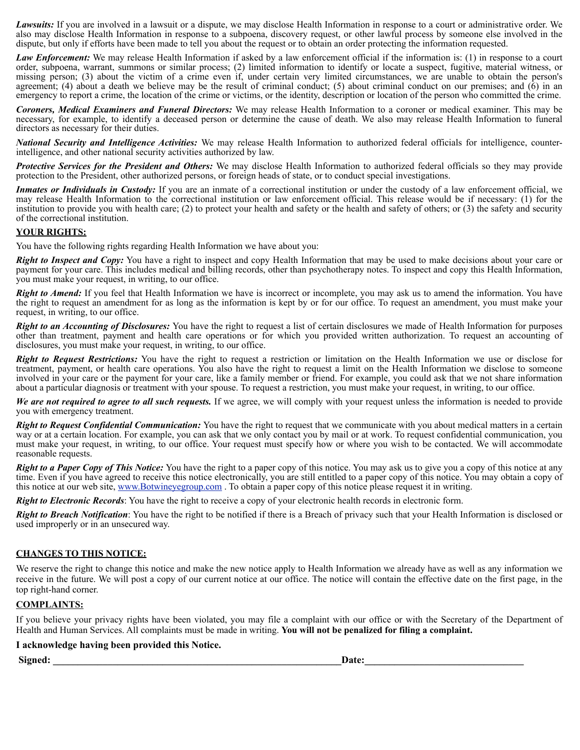***Lawsuits:*** If you are involved in a lawsuit or a dispute, we may disclose Health Information in response to a court or administrative order. We also may disclose Health Information in response to a subpoena, discovery request, or other lawful process by someone else involved in the dispute, but only if efforts have been made to tell you about the request or to obtain an order protecting the information requested.

***Law Enforcement:*** We may release Health Information if asked by a law enforcement official if the information is: (1) in response to a court order, subpoena, warrant, summons or similar process; (2) limited information to identify or locate a suspect, fugitive, material witness, or missing person; (3) about the victim of a crime even if, under certain very limited circumstances, we are unable to obtain the person's agreement; (4) about a death we believe may be the result of criminal conduct; (5) about criminal conduct on our premises; and (6) in an emergency to report a crime, the location of the crime or victims, or the identity, description or location of the person who committed the crime.

***Coroners, Medical Examiners and Funeral Directors:*** We may release Health Information to a coroner or medical examiner. This may be necessary, for example, to identify a deceased person or determine the cause of death. We also may release Health Information to funeral directors as necessary for their duties.

***National Security and Intelligence Activities:*** We may release Health Information to authorized federal officials for intelligence, counter-intelligence, and other national security activities authorized by law.

***Protective Services for the President and Others:*** We may disclose Health Information to authorized federal officials so they may provide protection to the President, other authorized persons, or foreign heads of state, or to conduct special investigations.

***Inmates or Individuals in Custody:*** If you are an inmate of a correctional institution or under the custody of a law enforcement official, we may release Health Information to the correctional institution or law enforcement official. This release would be if necessary: (1) for the institution to provide you with health care; (2) to protect your health and safety or the health and safety of others; or (3) the safety and security of the correctional institution.

**<u>YOUR RIGHTS:</u>**

You have the following rights regarding Health Information we have about you:

***Right to Inspect and Copy:*** You have a right to inspect and copy Health Information that may be used to make decisions about your care or payment for your care. This includes medical and billing records, other than psychotherapy notes. To inspect and copy this Health Information, you must make your request, in writing, to our office.

***Right to Amend:*** If you feel that Health Information we have is incorrect or incomplete, you may ask us to amend the information. You have the right to request an amendment for as long as the information is kept by or for our office. To request an amendment, you must make your request, in writing, to our office.

***Right to an Accounting of Disclosures:*** You have the right to request a list of certain disclosures we made of Health Information for purposes other than treatment, payment and health care operations or for which you provided written authorization. To request an accounting of disclosures, you must make your request, in writing, to our office.

***Right to Request Restrictions:*** You have the right to request a restriction or limitation on the Health Information we use or disclose for treatment, payment, or health care operations. You also have the right to request a limit on the Health Information we disclose to someone involved in your care or the payment for your care, like a family member or friend. For example, you could ask that we not share information about a particular diagnosis or treatment with your spouse. To request a restriction, you must make your request, in writing, to our office.

***We are not required to agree to all such requests.*** If we agree, we will comply with your request unless the information is needed to provide you with emergency treatment.

***Right to Request Confidential Communication:*** You have the right to request that we communicate with you about medical matters in a certain way or at a certain location. For example, you can ask that we only contact you by mail or at work. To request confidential communication, you must make your request, in writing, to our office. Your request must specify how or where you wish to be contacted. We will accommodate reasonable requests.

***Right to a Paper Copy of This Notice:*** You have the right to a paper copy of this notice. You may ask us to give you a copy of this notice at any time. Even if you have agreed to receive this notice electronically, you are still entitled to a paper copy of this notice. You may obtain a copy of this notice at our web site, www.Botwineyegroup.com . To obtain a paper copy of this notice please request it in writing.

***Right to Electronic Records***: You have the right to receive a copy of your electronic health records in electronic form.

***Right to Breach Notification***: You have the right to be notified if there is a Breach of privacy such that your Health Information is disclosed or used improperly or in an unsecured way.

**<u>CHANGES TO THIS NOTICE:</u>**

We reserve the right to change this notice and make the new notice apply to Health Information we already have as well as any information we receive in the future. We will post a copy of our current notice at our office. The notice will contain the effective date on the first page, in the top right-hand corner.

**<u>COMPLAINTS:</u>**

If you believe your privacy rights have been violated, you may file a complaint with our office or with the Secretary of the Department of Health and Human Services. All complaints must be made in writing. **You will not be penalized for filing a complaint.**

**I acknowledge having been provided this Notice.**

**Signed: ____________________________________________________________Date:_________________________________**